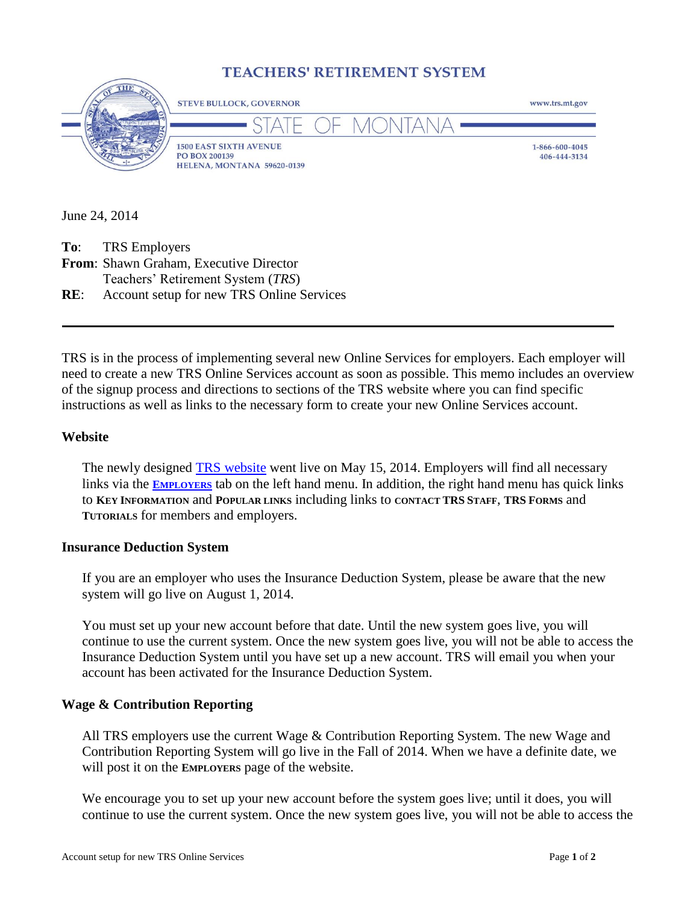# TEACHERS' RETIREMENT SYSTEM

STEVE BULLOCK, GOVERNOR

www.trs.mt.gov

STATE OF MONTANA

1500 EAST SIXTH AVENUE
PO BOX 200139
HELENA, MONTANA 59620-0139

1-866-600-4045
406-444-3134

June 24, 2014

**To**: TRS Employers
**From**: Shawn Graham, Executive Director
Teachers' Retirement System (*TRS*)
**RE**: Account setup for new TRS Online Services

---

TRS is in the process of implementing several new Online Services for employers. Each employer will need to create a new TRS Online Services account as soon as possible. This memo includes an overview of the signup process and directions to sections of the TRS website where you can find specific instructions as well as links to the necessary form to create your new Online Services account.

**Website**

The newly designed TRS website went live on May 15, 2014. Employers will find all necessary links via the **EMPLOYERS** tab on the left hand menu. In addition, the right hand menu has quick links to **KEY INFORMATION** and **POPULAR LINKS** including links to **CONTACT TRS STAFF**, **TRS FORMS** and **TUTORIALS** for members and employers.

**Insurance Deduction System**

If you are an employer who uses the Insurance Deduction System, please be aware that the new system will go live on August 1, 2014.

You must set up your new account before that date. Until the new system goes live, you will continue to use the current system. Once the new system goes live, you will not be able to access the Insurance Deduction System until you have set up a new account. TRS will email you when your account has been activated for the Insurance Deduction System.

**Wage & Contribution Reporting**

All TRS employers use the current Wage & Contribution Reporting System. The new Wage and Contribution Reporting System will go live in the Fall of 2014. When we have a definite date, we will post it on the **EMPLOYERS** page of the website.

We encourage you to set up your new account before the system goes live; until it does, you will continue to use the current system. Once the new system goes live, you will not be able to access the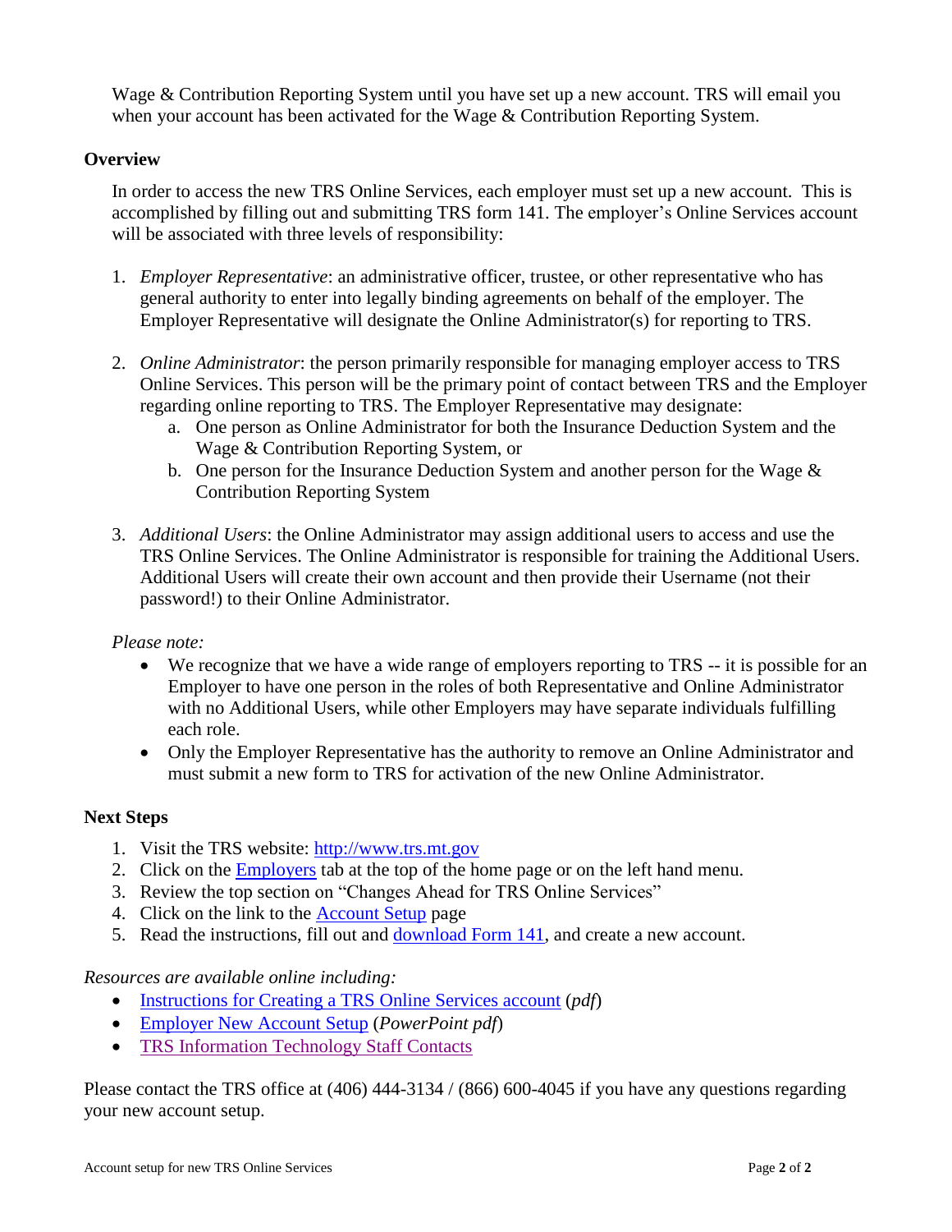Wage & Contribution Reporting System until you have set up a new account. TRS will email you when your account has been activated for the Wage & Contribution Reporting System.

**Overview**

In order to access the new TRS Online Services, each employer must set up a new account. This is accomplished by filling out and submitting TRS form 141. The employer's Online Services account will be associated with three levels of responsibility:

1. *Employer Representative*: an administrative officer, trustee, or other representative who has general authority to enter into legally binding agreements on behalf of the employer. The Employer Representative will designate the Online Administrator(s) for reporting to TRS.

2. *Online Administrator*: the person primarily responsible for managing employer access to TRS Online Services. This person will be the primary point of contact between TRS and the Employer regarding online reporting to TRS. The Employer Representative may designate:
   a. One person as Online Administrator for both the Insurance Deduction System and the Wage & Contribution Reporting System, or
   b. One person for the Insurance Deduction System and another person for the Wage & Contribution Reporting System

3. *Additional Users*: the Online Administrator may assign additional users to access and use the TRS Online Services. The Online Administrator is responsible for training the Additional Users. Additional Users will create their own account and then provide their Username (not their password!) to their Online Administrator.

*Please note:*

- We recognize that we have a wide range of employers reporting to TRS -- it is possible for an Employer to have one person in the roles of both Representative and Online Administrator with no Additional Users, while other Employers may have separate individuals fulfilling each role.
- Only the Employer Representative has the authority to remove an Online Administrator and must submit a new form to TRS for activation of the new Online Administrator.

**Next Steps**

1. Visit the TRS website: http://www.trs.mt.gov
2. Click on the Employers tab at the top of the home page or on the left hand menu.
3. Review the top section on "Changes Ahead for TRS Online Services"
4. Click on the link to the Account Setup page
5. Read the instructions, fill out and download Form 141, and create a new account.

*Resources are available online including:*

- Instructions for Creating a TRS Online Services account (*pdf*)
- Employer New Account Setup (*PowerPoint pdf*)
- TRS Information Technology Staff Contacts

Please contact the TRS office at (406) 444-3134 / (866) 600-4045 if you have any questions regarding your new account setup.